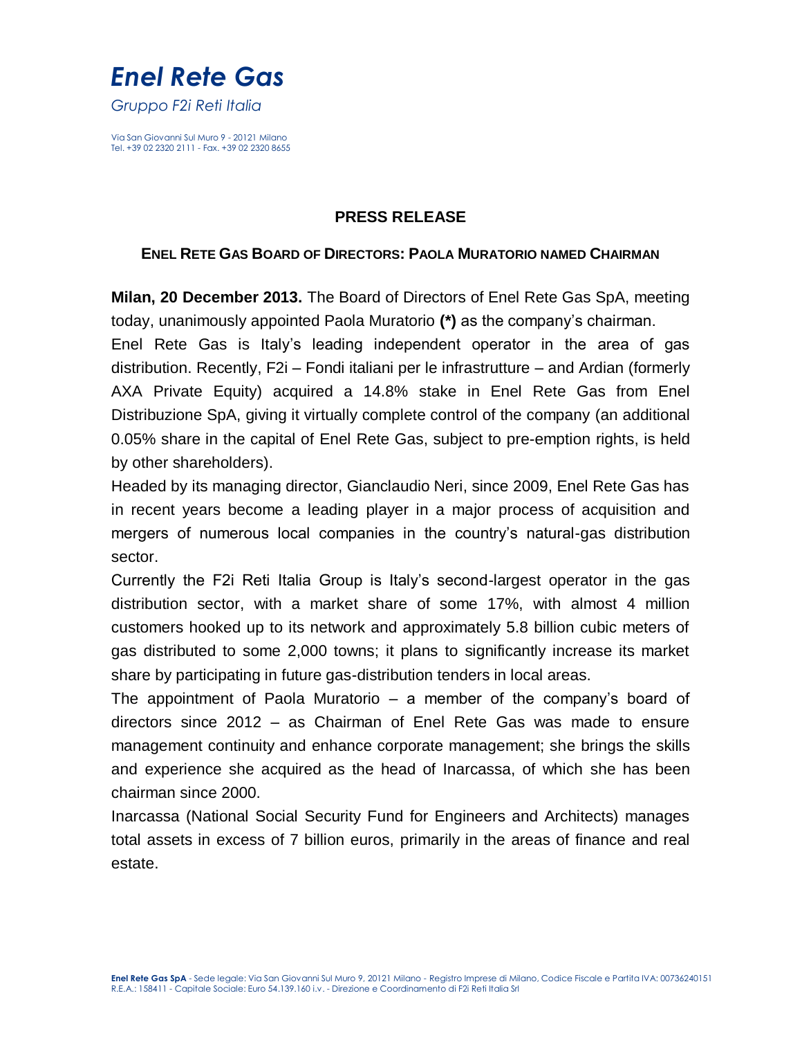# Enel Rete Gas

*Gruppo F2i Reti Italia*

Via San Giovanni Sul Muro 9 - 20121 Milano
Tel. +39 02 2320 2111 - Fax. +39 02 2320 8655

## PRESS RELEASE

### ENEL RETE GAS BOARD OF DIRECTORS: PAOLA MURATORIO NAMED CHAIRMAN

**Milan, 20 December 2013.** The Board of Directors of Enel Rete Gas SpA, meeting today, unanimously appointed Paola Muratorio **(*)** as the company's chairman.

Enel Rete Gas is Italy's leading independent operator in the area of gas distribution. Recently, F2i – Fondi italiani per le infrastrutture – and Ardian (formerly AXA Private Equity) acquired a 14.8% stake in Enel Rete Gas from Enel Distribuzione SpA, giving it virtually complete control of the company (an additional 0.05% share in the capital of Enel Rete Gas, subject to pre-emption rights, is held by other shareholders).

Headed by its managing director, Gianclaudio Neri, since 2009, Enel Rete Gas has in recent years become a leading player in a major process of acquisition and mergers of numerous local companies in the country's natural-gas distribution sector.

Currently the F2i Reti Italia Group is Italy's second-largest operator in the gas distribution sector, with a market share of some 17%, with almost 4 million customers hooked up to its network and approximately 5.8 billion cubic meters of gas distributed to some 2,000 towns; it plans to significantly increase its market share by participating in future gas-distribution tenders in local areas.

The appointment of Paola Muratorio – a member of the company's board of directors since 2012 – as Chairman of Enel Rete Gas was made to ensure management continuity and enhance corporate management; she brings the skills and experience she acquired as the head of Inarcassa, of which she has been chairman since 2000.

Inarcassa (National Social Security Fund for Engineers and Architects) manages total assets in excess of 7 billion euros, primarily in the areas of finance and real estate.

**Enel Rete Gas SpA** - Sede legale: Via San Giovanni Sul Muro 9, 20121 Milano - Registro Imprese di Milano, Codice Fiscale e Partita IVA: 00736240151 R.E.A.: 158411 - Capitale Sociale: Euro 54.139.160 i.v. - Direzione e Coordinamento di F2i Reti Italia Srl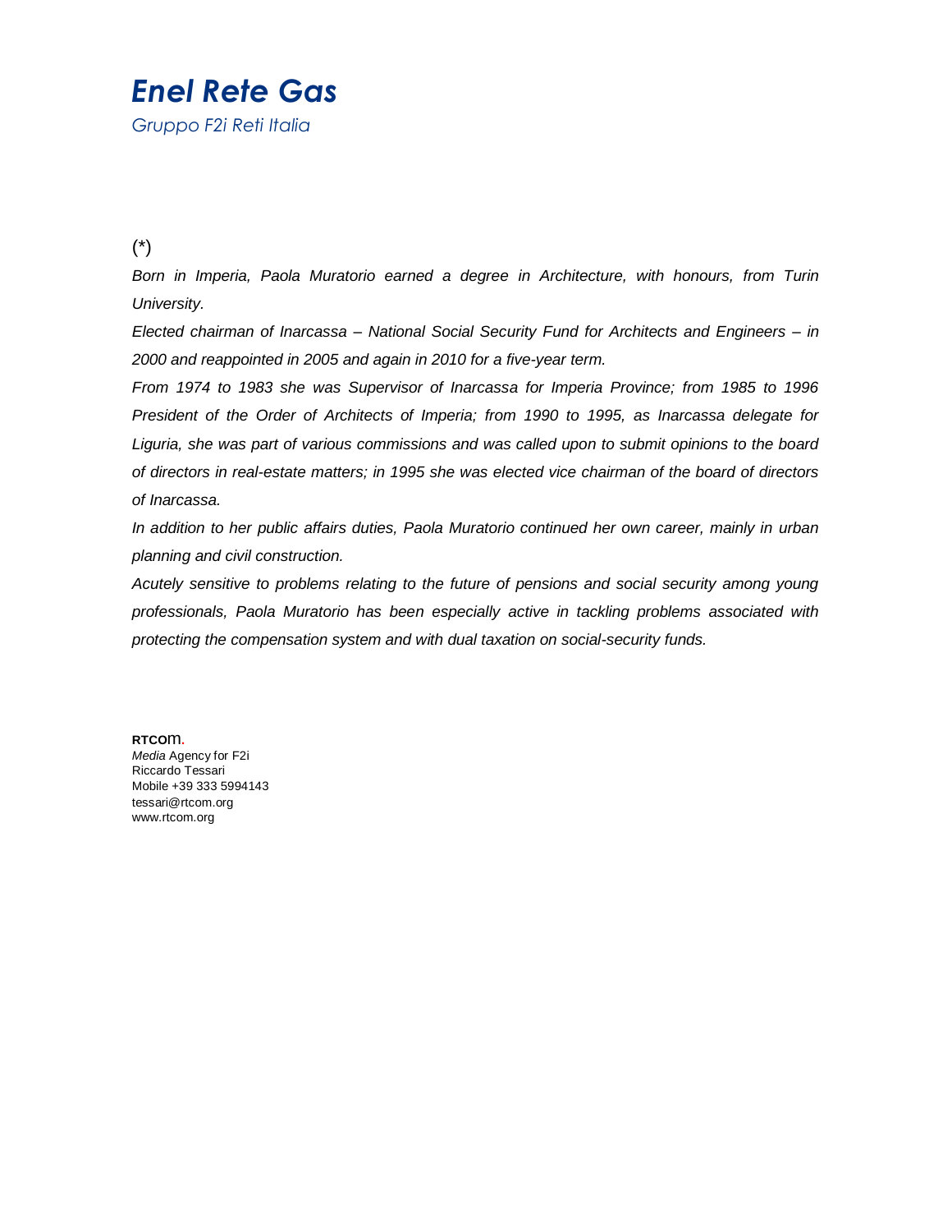# *Enel Rete Gas*

*Gruppo F2i Reti Italia*

(*)

*Born in Imperia, Paola Muratorio earned a degree in Architecture, with honours, from Turin University.*

*Elected chairman of Inarcassa – National Social Security Fund for Architects and Engineers – in 2000 and reappointed in 2005 and again in 2010 for a five-year term.*

*From 1974 to 1983 she was Supervisor of Inarcassa for Imperia Province; from 1985 to 1996 President of the Order of Architects of Imperia; from 1990 to 1995, as Inarcassa delegate for Liguria, she was part of various commissions and was called upon to submit opinions to the board of directors in real-estate matters; in 1995 she was elected vice chairman of the board of directors of Inarcassa.*

*In addition to her public affairs duties, Paola Muratorio continued her own career, mainly in urban planning and civil construction.*

*Acutely sensitive to problems relating to the future of pensions and social security among young professionals, Paola Muratorio has been especially active in tackling problems associated with protecting the compensation system and with dual taxation on social-security funds.*

**RTCO**m.
*Media* Agency for F2i
Riccardo Tessari
Mobile +39 333 5994143
tessari@rtcom.org
www.rtcom.org